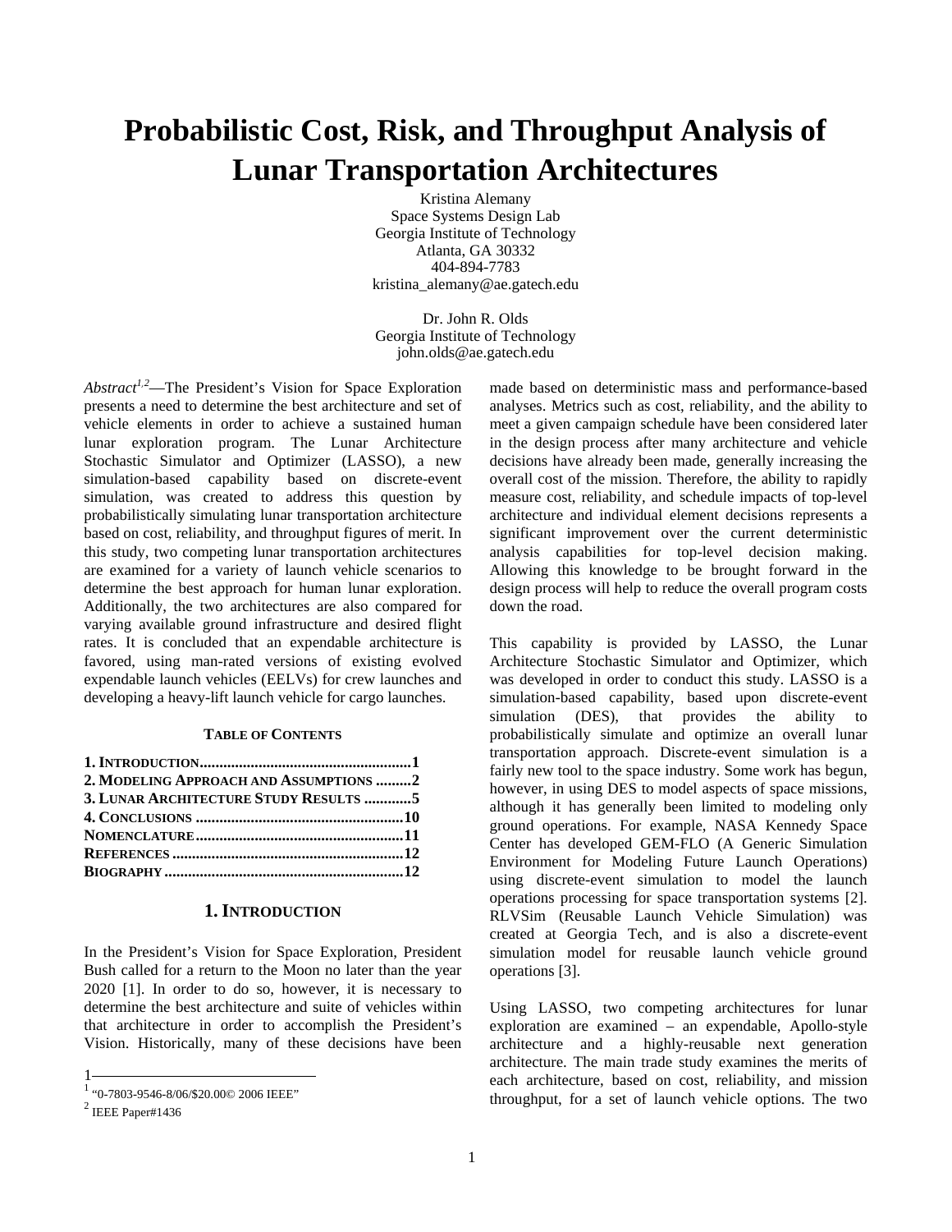# Probabilistic Cost, Risk, and Throughput Analysis of Lunar Transportation Architectures

Kristina Alemany
Space Systems Design Lab
Georgia Institute of Technology
Atlanta, GA 30332
404-894-7783
kristina_alemany@ae.gatech.edu

Dr. John R. Olds
Georgia Institute of Technology
john.olds@ae.gatech.edu

*Abstract*[1,2]—The President's Vision for Space Exploration presents a need to determine the best architecture and set of vehicle elements in order to achieve a sustained human lunar exploration program. The Lunar Architecture Stochastic Simulator and Optimizer (LASSO), a new simulation-based capability based on discrete-event simulation, was created to address this question by probabilistically simulating lunar transportation architecture based on cost, reliability, and throughput figures of merit. In this study, two competing lunar transportation architectures are examined for a variety of launch vehicle scenarios to determine the best approach for human lunar exploration. Additionally, the two architectures are also compared for varying available ground infrastructure and desired flight rates. It is concluded that an expendable architecture is favored, using man-rated versions of existing evolved expendable launch vehicles (EELVs) for crew launches and developing a heavy-lift launch vehicle for cargo launches.

#### TABLE OF CONTENTS

**1. INTRODUCTION......................................................1**
**2. MODELING APPROACH AND ASSUMPTIONS .........2**
**3. LUNAR ARCHITECTURE STUDY RESULTS ............5**
**4. CONCLUSIONS .....................................................10**
**NOMENCLATURE.....................................................11**
**REFERENCES ...........................................................12**
**BIOGRAPHY .............................................................12**

## 1. INTRODUCTION

In the President's Vision for Space Exploration, President Bush called for a return to the Moon no later than the year 2020 [1]. In order to do so, however, it is necessary to determine the best architecture and suite of vehicles within that architecture in order to accomplish the President's Vision. Historically, many of these decisions have been made based on deterministic mass and performance-based analyses. Metrics such as cost, reliability, and the ability to meet a given campaign schedule have been considered later in the design process after many architecture and vehicle decisions have already been made, generally increasing the overall cost of the mission. Therefore, the ability to rapidly measure cost, reliability, and schedule impacts of top-level architecture and individual element decisions represents a significant improvement over the current deterministic analysis capabilities for top-level decision making. Allowing this knowledge to be brought forward in the design process will help to reduce the overall program costs down the road.

This capability is provided by LASSO, the Lunar Architecture Stochastic Simulator and Optimizer, which was developed in order to conduct this study. LASSO is a simulation-based capability, based upon discrete-event simulation (DES), that provides the ability to probabilistically simulate and optimize an overall lunar transportation approach. Discrete-event simulation is a fairly new tool to the space industry. Some work has begun, however, in using DES to model aspects of space missions, although it has generally been limited to modeling only ground operations. For example, NASA Kennedy Space Center has developed GEM-FLO (A Generic Simulation Environment for Modeling Future Launch Operations) using discrete-event simulation to model the launch operations processing for space transportation systems [2]. RLVSim (Reusable Launch Vehicle Simulation) was created at Georgia Tech, and is also a discrete-event simulation model for reusable launch vehicle ground operations [3].

Using LASSO, two competing architectures for lunar exploration are examined – an expendable, Apollo-style architecture and a highly-reusable next generation architecture. The main trade study examines the merits of each architecture, based on cost, reliability, and mission throughput, for a set of launch vehicle options. The two

---

[1] "0-7803-9546-8/06/$20.00© 2006 IEEE"
[2] IEEE Paper#1436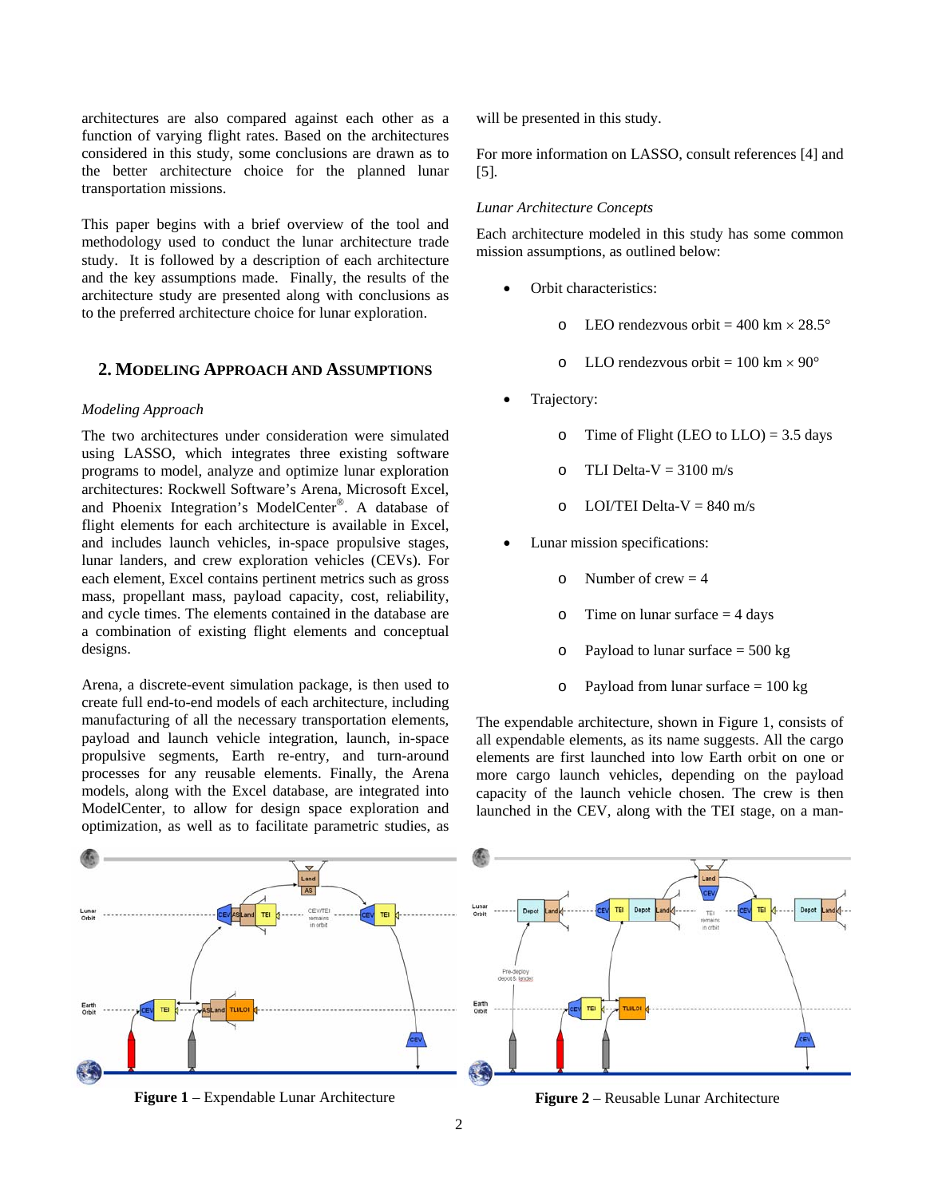architectures are also compared against each other as a function of varying flight rates. Based on the architectures considered in this study, some conclusions are drawn as to the better architecture choice for the planned lunar transportation missions.

This paper begins with a brief overview of the tool and methodology used to conduct the lunar architecture trade study. It is followed by a description of each architecture and the key assumptions made. Finally, the results of the architecture study are presented along with conclusions as to the preferred architecture choice for lunar exploration.

## 2. Modeling Approach and Assumptions

*Modeling Approach*

The two architectures under consideration were simulated using LASSO, which integrates three existing software programs to model, analyze and optimize lunar exploration architectures: Rockwell Software's Arena, Microsoft Excel, and Phoenix Integration's ModelCenter®. A database of flight elements for each architecture is available in Excel, and includes launch vehicles, in-space propulsive stages, lunar landers, and crew exploration vehicles (CEVs). For each element, Excel contains pertinent metrics such as gross mass, propellant mass, payload capacity, cost, reliability, and cycle times. The elements contained in the database are a combination of existing flight elements and conceptual designs.

Arena, a discrete-event simulation package, is then used to create full end-to-end models of each architecture, including manufacturing of all the necessary transportation elements, payload and launch vehicle integration, launch, in-space propulsive segments, Earth re-entry, and turn-around processes for any reusable elements. Finally, the Arena models, along with the Excel database, are integrated into ModelCenter, to allow for design space exploration and optimization, as well as to facilitate parametric studies, as will be presented in this study.

For more information on LASSO, consult references [4] and [5].

*Lunar Architecture Concepts*

Each architecture modeled in this study has some common mission assumptions, as outlined below:

- Orbit characteristics:
  - LEO rendezvous orbit = 400 km × 28.5°
  - LLO rendezvous orbit = 100 km × 90°
- Trajectory:
  - Time of Flight (LEO to LLO) = 3.5 days
  - TLI Delta-V = 3100 m/s
  - LOI/TEI Delta-V = 840 m/s
- Lunar mission specifications:
  - Number of crew = 4
  - Time on lunar surface = 4 days
  - Payload to lunar surface = 500 kg
  - Payload from lunar surface = 100 kg

The expendable architecture, shown in Figure 1, consists of all expendable elements, as its name suggests. All the cargo elements are first launched into low Earth orbit on one or more cargo launch vehicles, depending on the payload capacity of the launch vehicle chosen. The crew is then launched in the CEV, along with the TEI stage, on a man-

**Figure 1** – Expendable Lunar Architecture

**Figure 2** – Reusable Lunar Architecture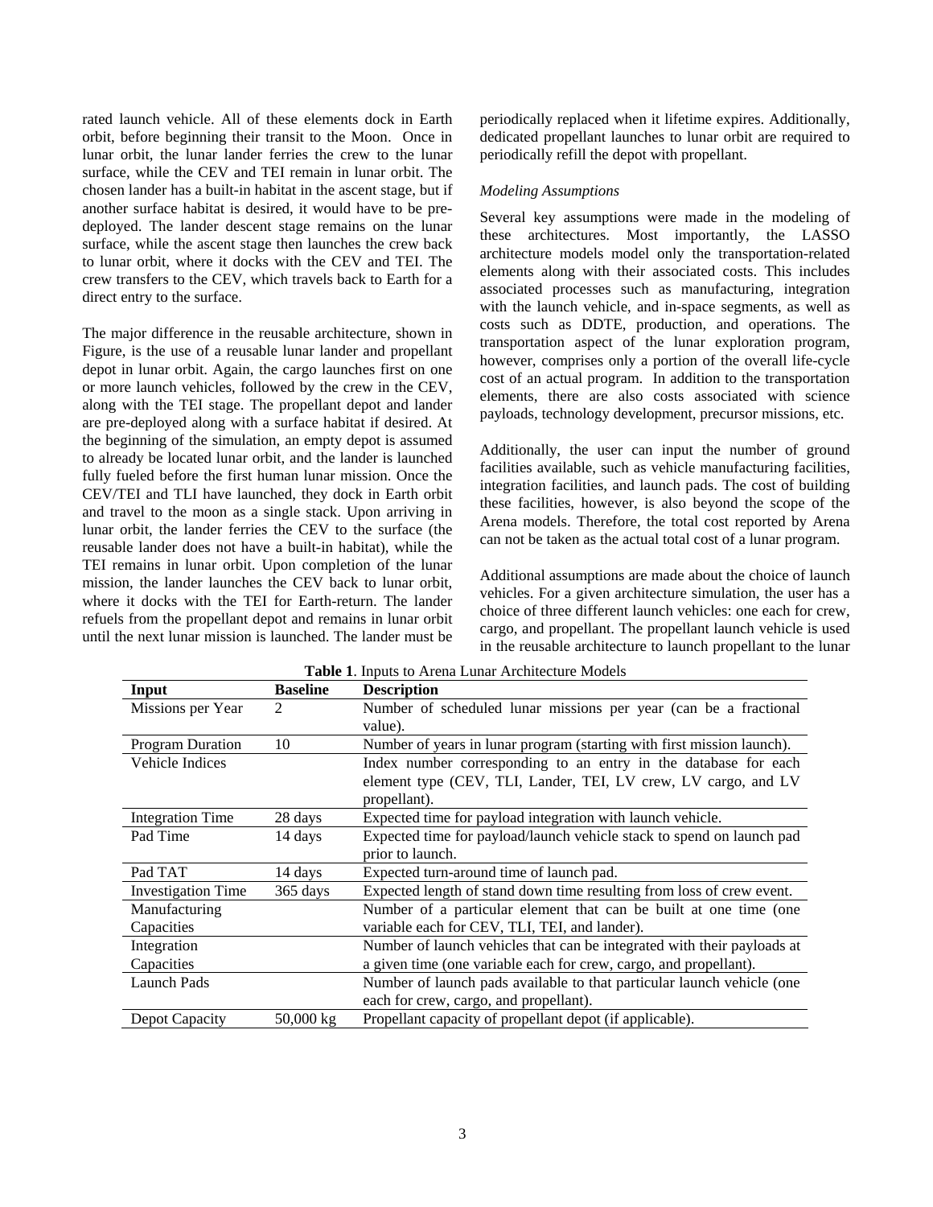rated launch vehicle. All of these elements dock in Earth orbit, before beginning their transit to the Moon. Once in lunar orbit, the lunar lander ferries the crew to the lunar surface, while the CEV and TEI remain in lunar orbit. The chosen lander has a built-in habitat in the ascent stage, but if another surface habitat is desired, it would have to be pre-deployed. The lander descent stage remains on the lunar surface, while the ascent stage then launches the crew back to lunar orbit, where it docks with the CEV and TEI. The crew transfers to the CEV, which travels back to Earth for a direct entry to the surface.

The major difference in the reusable architecture, shown in Figure, is the use of a reusable lunar lander and propellant depot in lunar orbit. Again, the cargo launches first on one or more launch vehicles, followed by the crew in the CEV, along with the TEI stage. The propellant depot and lander are pre-deployed along with a surface habitat if desired. At the beginning of the simulation, an empty depot is assumed to already be located lunar orbit, and the lander is launched fully fueled before the first human lunar mission. Once the CEV/TEI and TLI have launched, they dock in Earth orbit and travel to the moon as a single stack. Upon arriving in lunar orbit, the lander ferries the CEV to the surface (the reusable lander does not have a built-in habitat), while the TEI remains in lunar orbit. Upon completion of the lunar mission, the lander launches the CEV back to lunar orbit, where it docks with the TEI for Earth-return. The lander refuels from the propellant depot and remains in lunar orbit until the next lunar mission is launched. The lander must be periodically replaced when it lifetime expires. Additionally, dedicated propellant launches to lunar orbit are required to periodically refill the depot with propellant.

*Modeling Assumptions*

Several key assumptions were made in the modeling of these architectures. Most importantly, the LASSO architecture models model only the transportation-related elements along with their associated costs. This includes associated processes such as manufacturing, integration with the launch vehicle, and in-space segments, as well as costs such as DDTE, production, and operations. The transportation aspect of the lunar exploration program, however, comprises only a portion of the overall life-cycle cost of an actual program. In addition to the transportation elements, there are also costs associated with science payloads, technology development, precursor missions, etc.

Additionally, the user can input the number of ground facilities available, such as vehicle manufacturing facilities, integration facilities, and launch pads. The cost of building these facilities, however, is also beyond the scope of the Arena models. Therefore, the total cost reported by Arena can not be taken as the actual total cost of a lunar program.

Additional assumptions are made about the choice of launch vehicles. For a given architecture simulation, the user has a choice of three different launch vehicles: one each for crew, cargo, and propellant. The propellant launch vehicle is used in the reusable architecture to launch propellant to the lunar

**Table 1**. Inputs to Arena Lunar Architecture Models

| Input | Baseline | Description |
|---|---|---|
| Missions per Year | 2 | Number of scheduled lunar missions per year (can be a fractional value). |
| Program Duration | 10 | Number of years in lunar program (starting with first mission launch). |
| Vehicle Indices | | Index number corresponding to an entry in the database for each element type (CEV, TLI, Lander, TEI, LV crew, LV cargo, and LV propellant). |
| Integration Time | 28 days | Expected time for payload integration with launch vehicle. |
| Pad Time | 14 days | Expected time for payload/launch vehicle stack to spend on launch pad prior to launch. |
| Pad TAT | 14 days | Expected turn-around time of launch pad. |
| Investigation Time | 365 days | Expected length of stand down time resulting from loss of crew event. |
| Manufacturing Capacities | | Number of a particular element that can be built at one time (one variable each for CEV, TLI, TEI, and lander). |
| Integration Capacities | | Number of launch vehicles that can be integrated with their payloads at a given time (one variable each for crew, cargo, and propellant). |
| Launch Pads | | Number of launch pads available to that particular launch vehicle (one each for crew, cargo, and propellant). |
| Depot Capacity | 50,000 kg | Propellant capacity of propellant depot (if applicable). |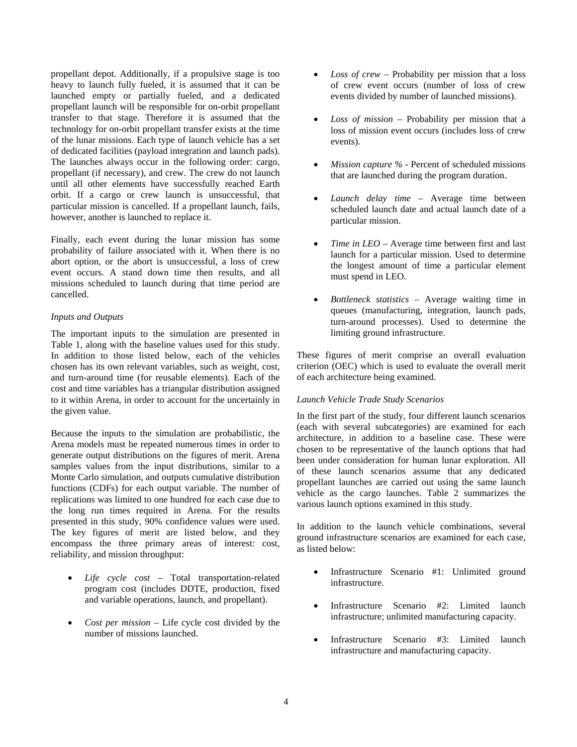propellant depot. Additionally, if a propulsive stage is too heavy to launch fully fueled, it is assumed that it can be launched empty or partially fueled, and a dedicated propellant launch will be responsible for on-orbit propellant transfer to that stage. Therefore it is assumed that the technology for on-orbit propellant transfer exists at the time of the lunar missions. Each type of launch vehicle has a set of dedicated facilities (payload integration and launch pads). The launches always occur in the following order: cargo, propellant (if necessary), and crew. The crew do not launch until all other elements have successfully reached Earth orbit. If a cargo or crew launch is unsuccessful, that particular mission is cancelled. If a propellant launch, fails, however, another is launched to replace it.

Finally, each event during the lunar mission has some probability of failure associated with it. When there is no abort option, or the abort is unsuccessful, a loss of crew event occurs. A stand down time then results, and all missions scheduled to launch during that time period are cancelled.

### *Inputs and Outputs*

The important inputs to the simulation are presented in Table 1, along with the baseline values used for this study. In addition to those listed below, each of the vehicles chosen has its own relevant variables, such as weight, cost, and turn-around time (for reusable elements). Each of the cost and time variables has a triangular distribution assigned to it within Arena, in order to account for the uncertainly in the given value.

Because the inputs to the simulation are probabilistic, the Arena models must be repeated numerous times in order to generate output distributions on the figures of merit. Arena samples values from the input distributions, similar to a Monte Carlo simulation, and outputs cumulative distribution functions (CDFs) for each output variable. The number of replications was limited to one hundred for each case due to the long run times required in Arena. For the results presented in this study, 90% confidence values were used. The key figures of merit are listed below, and they encompass the three primary areas of interest: cost, reliability, and mission throughput:

- *Life cycle cost* – Total transportation-related program cost (includes DDTE, production, fixed and variable operations, launch, and propellant).
- *Cost per mission* – Life cycle cost divided by the number of missions launched.
- *Loss of crew* – Probability per mission that a loss of crew event occurs (number of loss of crew events divided by number of launched missions).
- *Loss of mission* – Probability per mission that a loss of mission event occurs (includes loss of crew events).
- *Mission capture %* - Percent of scheduled missions that are launched during the program duration.
- *Launch delay time* – Average time between scheduled launch date and actual launch date of a particular mission.
- *Time in LEO* – Average time between first and last launch for a particular mission. Used to determine the longest amount of time a particular element must spend in LEO.
- *Bottleneck statistics* – Average waiting time in queues (manufacturing, integration, launch pads, turn-around processes). Used to determine the limiting ground infrastructure.

These figures of merit comprise an overall evaluation criterion (OEC) which is used to evaluate the overall merit of each architecture being examined.

### *Launch Vehicle Trade Study Scenarios*

In the first part of the study, four different launch scenarios (each with several subcategories) are examined for each architecture, in addition to a baseline case. These were chosen to be representative of the launch options that had been under consideration for human lunar exploration. All of these launch scenarios assume that any dedicated propellant launches are carried out using the same launch vehicle as the cargo launches. Table 2 summarizes the various launch options examined in this study.

In addition to the launch vehicle combinations, several ground infrastructure scenarios are examined for each case, as listed below:

- Infrastructure Scenario #1: Unlimited ground infrastructure.
- Infrastructure Scenario #2: Limited launch infrastructure; unlimited manufacturing capacity.
- Infrastructure Scenario #3: Limited launch infrastructure and manufacturing capacity.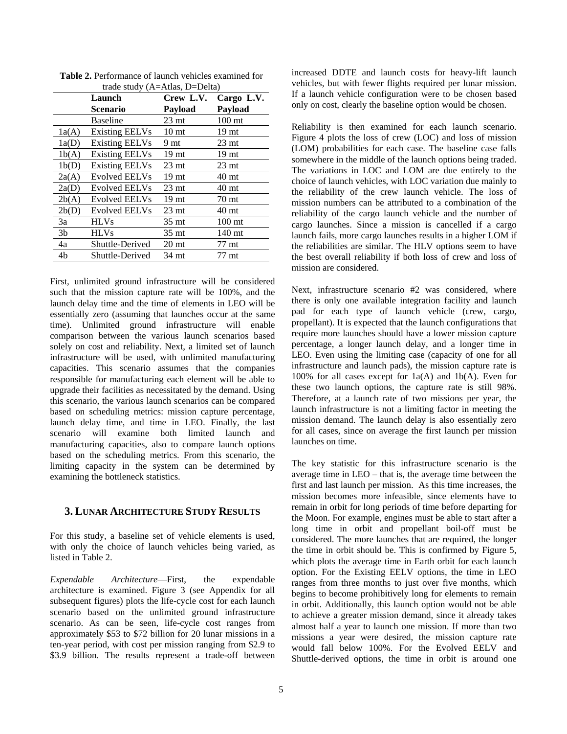**Table 2.** Performance of launch vehicles examined for trade study (A=Atlas, D=Delta)

| | Launch Scenario | Crew L.V. Payload | Cargo L.V. Payload |
|---|---|---|---|
| | Baseline | 23 mt | 100 mt |
| 1a(A) | Existing EELVs | 10 mt | 19 mt |
| 1a(D) | Existing EELVs | 9 mt | 23 mt |
| 1b(A) | Existing EELVs | 19 mt | 19 mt |
| 1b(D) | Existing EELVs | 23 mt | 23 mt |
| 2a(A) | Evolved EELVs | 19 mt | 40 mt |
| 2a(D) | Evolved EELVs | 23 mt | 40 mt |
| 2b(A) | Evolved EELVs | 19 mt | 70 mt |
| 2b(D) | Evolved EELVs | 23 mt | 40 mt |
| 3a | HLVs | 35 mt | 100 mt |
| 3b | HLVs | 35 mt | 140 mt |
| 4a | Shuttle-Derived | 20 mt | 77 mt |
| 4b | Shuttle-Derived | 34 mt | 77 mt |

First, unlimited ground infrastructure will be considered such that the mission capture rate will be 100%, and the launch delay time and the time of elements in LEO will be essentially zero (assuming that launches occur at the same time). Unlimited ground infrastructure will enable comparison between the various launch scenarios based solely on cost and reliability. Next, a limited set of launch infrastructure will be used, with unlimited manufacturing capacities. This scenario assumes that the companies responsible for manufacturing each element will be able to upgrade their facilities as necessitated by the demand. Using this scenario, the various launch scenarios can be compared based on scheduling metrics: mission capture percentage, launch delay time, and time in LEO. Finally, the last scenario will examine both limited launch and manufacturing capacities, also to compare launch options based on the scheduling metrics. From this scenario, the limiting capacity in the system can be determined by examining the bottleneck statistics.

## 3. Lunar Architecture Study Results

For this study, a baseline set of vehicle elements is used, with only the choice of launch vehicles being varied, as listed in Table 2.

*Expendable Architecture*—First, the expendable architecture is examined. Figure 3 (see Appendix for all subsequent figures) plots the life-cycle cost for each launch scenario based on the unlimited ground infrastructure scenario. As can be seen, life-cycle cost ranges from approximately $53 to $72 billion for 20 lunar missions in a ten-year period, with cost per mission ranging from $2.9 to $3.9 billion. The results represent a trade-off between increased DDTE and launch costs for heavy-lift launch vehicles, but with fewer flights required per lunar mission. If a launch vehicle configuration were to be chosen based only on cost, clearly the baseline option would be chosen.

Reliability is then examined for each launch scenario. Figure 4 plots the loss of crew (LOC) and loss of mission (LOM) probabilities for each case. The baseline case falls somewhere in the middle of the launch options being traded. The variations in LOC and LOM are due entirely to the choice of launch vehicles, with LOC variation due mainly to the reliability of the crew launch vehicle. The loss of mission numbers can be attributed to a combination of the reliability of the cargo launch vehicle and the number of cargo launches. Since a mission is cancelled if a cargo launch fails, more cargo launches results in a higher LOM if the reliabilities are similar. The HLV options seem to have the best overall reliability if both loss of crew and loss of mission are considered.

Next, infrastructure scenario #2 was considered, where there is only one available integration facility and launch pad for each type of launch vehicle (crew, cargo, propellant). It is expected that the launch configurations that require more launches should have a lower mission capture percentage, a longer launch delay, and a longer time in LEO. Even using the limiting case (capacity of one for all infrastructure and launch pads), the mission capture rate is 100% for all cases except for 1a(A) and 1b(A). Even for these two launch options, the capture rate is still 98%. Therefore, at a launch rate of two missions per year, the launch infrastructure is not a limiting factor in meeting the mission demand. The launch delay is also essentially zero for all cases, since on average the first launch per mission launches on time.

The key statistic for this infrastructure scenario is the average time in LEO – that is, the average time between the first and last launch per mission. As this time increases, the mission becomes more infeasible, since elements have to remain in orbit for long periods of time before departing for the Moon. For example, engines must be able to start after a long time in orbit and propellant boil-off must be considered. The more launches that are required, the longer the time in orbit should be. This is confirmed by Figure 5, which plots the average time in Earth orbit for each launch option. For the Existing EELV options, the time in LEO ranges from three months to just over five months, which begins to become prohibitively long for elements to remain in orbit. Additionally, this launch option would not be able to achieve a greater mission demand, since it already takes almost half a year to launch one mission. If more than two missions a year were desired, the mission capture rate would fall below 100%. For the Evolved EELV and Shuttle-derived options, the time in orbit is around one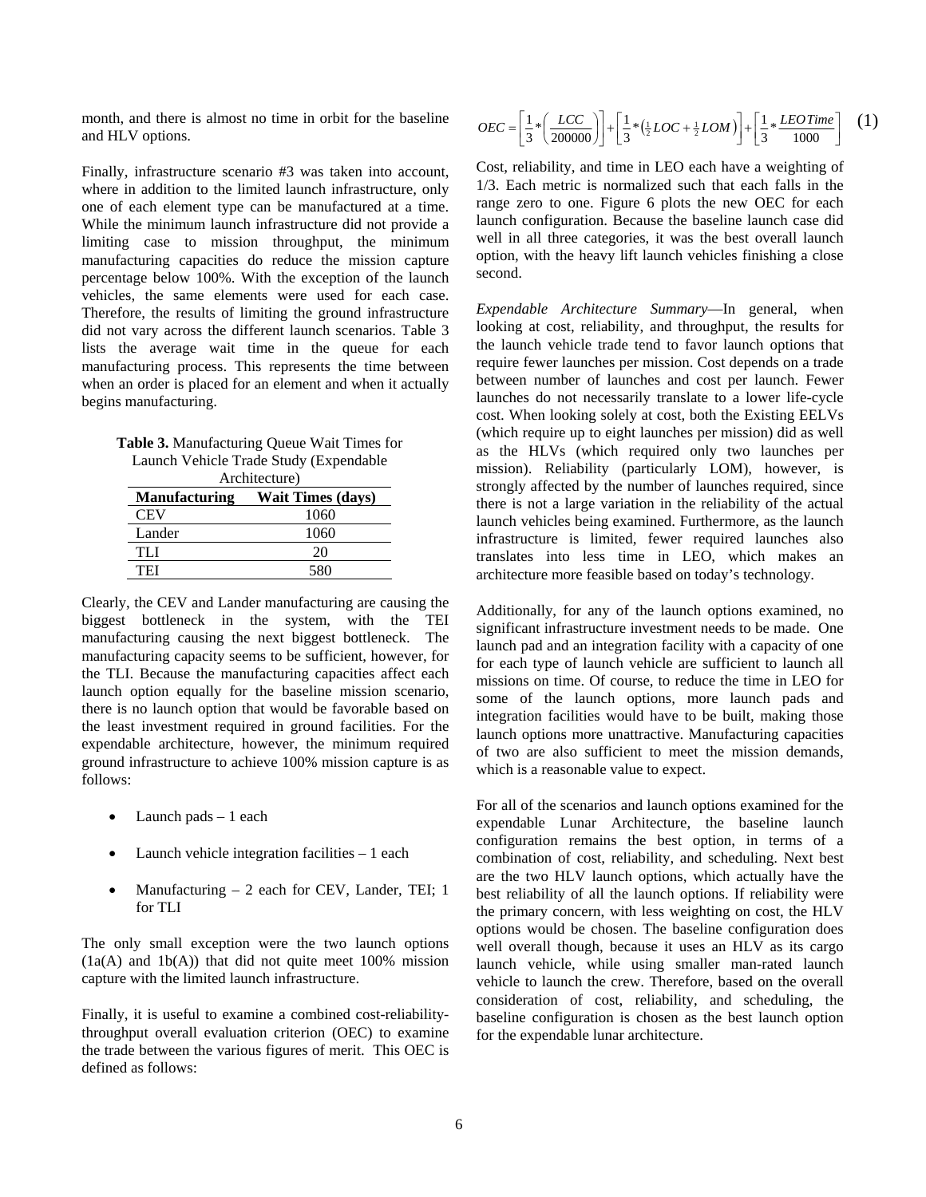month, and there is almost no time in orbit for the baseline and HLV options.

Finally, infrastructure scenario #3 was taken into account, where in addition to the limited launch infrastructure, only one of each element type can be manufactured at a time. While the minimum launch infrastructure did not provide a limiting case to mission throughput, the minimum manufacturing capacities do reduce the mission capture percentage below 100%. With the exception of the launch vehicles, the same elements were used for each case. Therefore, the results of limiting the ground infrastructure did not vary across the different launch scenarios. Table 3 lists the average wait time in the queue for each manufacturing process. This represents the time between when an order is placed for an element and when it actually begins manufacturing.

**Table 3.** Manufacturing Queue Wait Times for Launch Vehicle Trade Study (Expendable Architecture)

| Manufacturing | Wait Times (days) |
|---|---|
| CEV | 1060 |
| Lander | 1060 |
| TLI | 20 |
| TEI | 580 |

Clearly, the CEV and Lander manufacturing are causing the biggest bottleneck in the system, with the TEI manufacturing causing the next biggest bottleneck. The manufacturing capacity seems to be sufficient, however, for the TLI. Because the manufacturing capacities affect each launch option equally for the baseline mission scenario, there is no launch option that would be favorable based on the least investment required in ground facilities. For the expendable architecture, however, the minimum required ground infrastructure to achieve 100% mission capture is as follows:

- Launch pads – 1 each
- Launch vehicle integration facilities – 1 each
- Manufacturing – 2 each for CEV, Lander, TEI; 1 for TLI

The only small exception were the two launch options (1a(A) and 1b(A)) that did not quite meet 100% mission capture with the limited launch infrastructure.

Finally, it is useful to examine a combined cost-reliability-throughput overall evaluation criterion (OEC) to examine the trade between the various figures of merit. This OEC is defined as follows:

$$OEC = \left[\frac{1}{3} * \left(\frac{LCC}{200000}\right)\right] + \left[\frac{1}{3} * \left(\tfrac{1}{2}LOC + \tfrac{1}{2}LOM\right)\right] + \left[\frac{1}{3} * \frac{LEO\,Time}{1000}\right] \quad (1)$$

Cost, reliability, and time in LEO each have a weighting of 1/3. Each metric is normalized such that each falls in the range zero to one. Figure 6 plots the new OEC for each launch configuration. Because the baseline launch case did well in all three categories, it was the best overall launch option, with the heavy lift launch vehicles finishing a close second.

*Expendable Architecture Summary*—In general, when looking at cost, reliability, and throughput, the results for the launch vehicle trade tend to favor launch options that require fewer launches per mission. Cost depends on a trade between number of launches and cost per launch. Fewer launches do not necessarily translate to a lower life-cycle cost. When looking solely at cost, both the Existing EELVs (which require up to eight launches per mission) did as well as the HLVs (which required only two launches per mission). Reliability (particularly LOM), however, is strongly affected by the number of launches required, since there is not a large variation in the reliability of the actual launch vehicles being examined. Furthermore, as the launch infrastructure is limited, fewer required launches also translates into less time in LEO, which makes an architecture more feasible based on today's technology.

Additionally, for any of the launch options examined, no significant infrastructure investment needs to be made. One launch pad and an integration facility with a capacity of one for each type of launch vehicle are sufficient to launch all missions on time. Of course, to reduce the time in LEO for some of the launch options, more launch pads and integration facilities would have to be built, making those launch options more unattractive. Manufacturing capacities of two are also sufficient to meet the mission demands, which is a reasonable value to expect.

For all of the scenarios and launch options examined for the expendable Lunar Architecture, the baseline launch configuration remains the best option, in terms of a combination of cost, reliability, and scheduling. Next best are the two HLV launch options, which actually have the best reliability of all the launch options. If reliability were the primary concern, with less weighting on cost, the HLV options would be chosen. The baseline configuration does well overall though, because it uses an HLV as its cargo launch vehicle, while using smaller man-rated launch vehicle to launch the crew. Therefore, based on the overall consideration of cost, reliability, and scheduling, the baseline configuration is chosen as the best launch option for the expendable lunar architecture.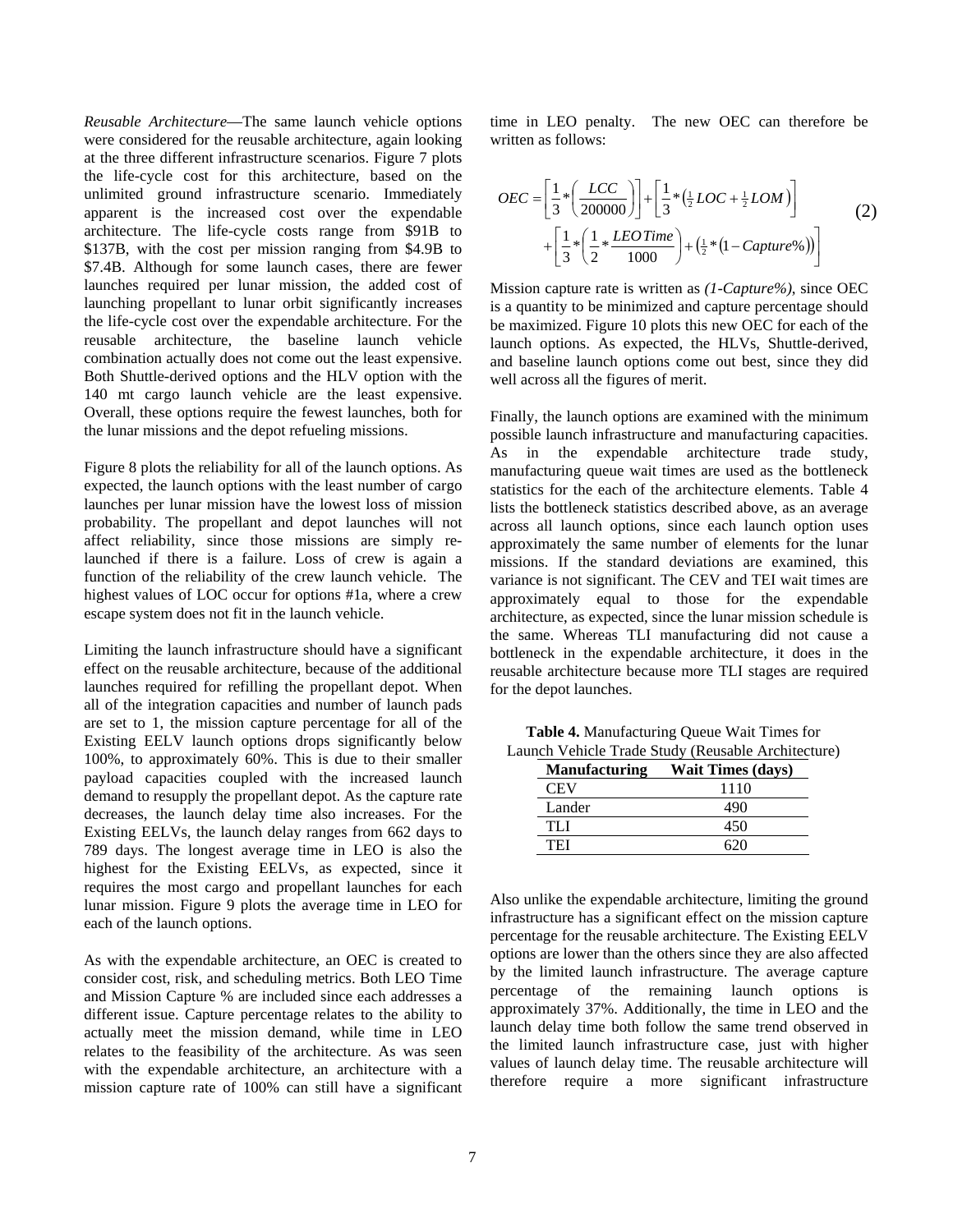*Reusable Architecture*—The same launch vehicle options were considered for the reusable architecture, again looking at the three different infrastructure scenarios. Figure 7 plots the life-cycle cost for this architecture, based on the unlimited ground infrastructure scenario. Immediately apparent is the increased cost over the expendable architecture. The life-cycle costs range from \$91B to \$137B, with the cost per mission ranging from \$4.9B to \$7.4B. Although for some launch cases, there are fewer launches required per lunar mission, the added cost of launching propellant to lunar orbit significantly increases the life-cycle cost over the expendable architecture. For the reusable architecture, the baseline launch vehicle combination actually does not come out the least expensive. Both Shuttle-derived options and the HLV option with the 140 mt cargo launch vehicle are the least expensive. Overall, these options require the fewest launches, both for the lunar missions and the depot refueling missions.

Figure 8 plots the reliability for all of the launch options. As expected, the launch options with the least number of cargo launches per lunar mission have the lowest loss of mission probability. The propellant and depot launches will not affect reliability, since those missions are simply re-launched if there is a failure. Loss of crew is again a function of the reliability of the crew launch vehicle. The highest values of LOC occur for options #1a, where a crew escape system does not fit in the launch vehicle.

Limiting the launch infrastructure should have a significant effect on the reusable architecture, because of the additional launches required for refilling the propellant depot. When all of the integration capacities and number of launch pads are set to 1, the mission capture percentage for all of the Existing EELV launch options drops significantly below 100%, to approximately 60%. This is due to their smaller payload capacities coupled with the increased launch demand to resupply the propellant depot. As the capture rate decreases, the launch delay time also increases. For the Existing EELVs, the launch delay ranges from 662 days to 789 days. The longest average time in LEO is also the highest for the Existing EELVs, as expected, since it requires the most cargo and propellant launches for each lunar mission. Figure 9 plots the average time in LEO for each of the launch options.

As with the expendable architecture, an OEC is created to consider cost, risk, and scheduling metrics. Both LEO Time and Mission Capture % are included since each addresses a different issue. Capture percentage relates to the ability to actually meet the mission demand, while time in LEO relates to the feasibility of the architecture. As was seen with the expendable architecture, an architecture with a mission capture rate of 100% can still have a significant time in LEO penalty. The new OEC can therefore be written as follows:

$$OEC = \left[\frac{1}{3}*\left(\frac{LCC}{200000}\right)\right] + \left[\frac{1}{3}*\left(\tfrac{1}{2}LOC + \tfrac{1}{2}LOM\right)\right] + \left[\frac{1}{3}*\left(\frac{1}{2}*\frac{LEO\,Time}{1000}\right) + \left(\tfrac{1}{2}*\left(1 - Capture\%\right)\right)\right] \quad (2)$$

Mission capture rate is written as *(1-Capture%)*, since OEC is a quantity to be minimized and capture percentage should be maximized. Figure 10 plots this new OEC for each of the launch options. As expected, the HLVs, Shuttle-derived, and baseline launch options come out best, since they did well across all the figures of merit.

Finally, the launch options are examined with the minimum possible launch infrastructure and manufacturing capacities. As in the expendable architecture trade study, manufacturing queue wait times are used as the bottleneck statistics for the each of the architecture elements. Table 4 lists the bottleneck statistics described above, as an average across all launch options, since each launch option uses approximately the same number of elements for the lunar missions. If the standard deviations are examined, this variance is not significant. The CEV and TEI wait times are approximately equal to those for the expendable architecture, as expected, since the lunar mission schedule is the same. Whereas TLI manufacturing did not cause a bottleneck in the expendable architecture, it does in the reusable architecture because more TLI stages are required for the depot launches.

**Table 4.** Manufacturing Queue Wait Times for Launch Vehicle Trade Study (Reusable Architecture)

| Manufacturing | Wait Times (days) |
|---|---|
| CEV | 1110 |
| Lander | 490 |
| TLI | 450 |
| TEI | 620 |

Also unlike the expendable architecture, limiting the ground infrastructure has a significant effect on the mission capture percentage for the reusable architecture. The Existing EELV options are lower than the others since they are also affected by the limited launch infrastructure. The average capture percentage of the remaining launch options is approximately 37%. Additionally, the time in LEO and the launch delay time both follow the same trend observed in the limited launch infrastructure case, just with higher values of launch delay time. The reusable architecture will therefore require a more significant infrastructure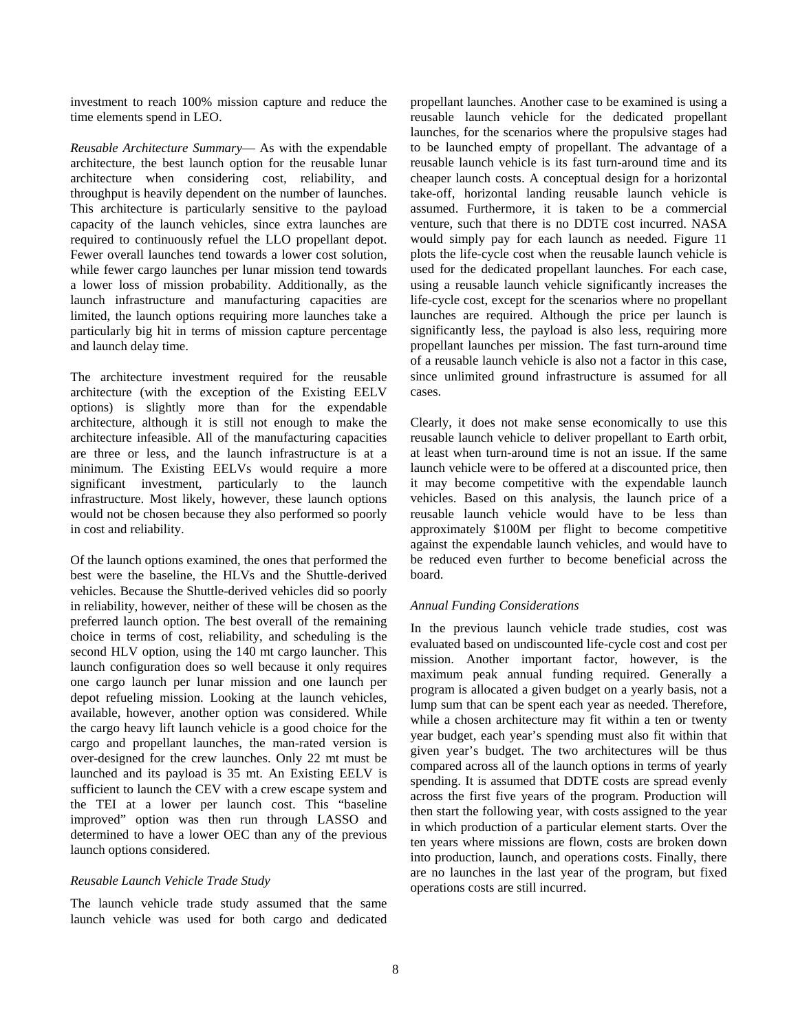investment to reach 100% mission capture and reduce the time elements spend in LEO.

*Reusable Architecture Summary*— As with the expendable architecture, the best launch option for the reusable lunar architecture when considering cost, reliability, and throughput is heavily dependent on the number of launches. This architecture is particularly sensitive to the payload capacity of the launch vehicles, since extra launches are required to continuously refuel the LLO propellant depot. Fewer overall launches tend towards a lower cost solution, while fewer cargo launches per lunar mission tend towards a lower loss of mission probability. Additionally, as the launch infrastructure and manufacturing capacities are limited, the launch options requiring more launches take a particularly big hit in terms of mission capture percentage and launch delay time.

The architecture investment required for the reusable architecture (with the exception of the Existing EELV options) is slightly more than for the expendable architecture, although it is still not enough to make the architecture infeasible. All of the manufacturing capacities are three or less, and the launch infrastructure is at a minimum. The Existing EELVs would require a more significant investment, particularly to the launch infrastructure. Most likely, however, these launch options would not be chosen because they also performed so poorly in cost and reliability.

Of the launch options examined, the ones that performed the best were the baseline, the HLVs and the Shuttle-derived vehicles. Because the Shuttle-derived vehicles did so poorly in reliability, however, neither of these will be chosen as the preferred launch option. The best overall of the remaining choice in terms of cost, reliability, and scheduling is the second HLV option, using the 140 mt cargo launcher. This launch configuration does so well because it only requires one cargo launch per lunar mission and one launch per depot refueling mission. Looking at the launch vehicles, available, however, another option was considered. While the cargo heavy lift launch vehicle is a good choice for the cargo and propellant launches, the man-rated version is over-designed for the crew launches. Only 22 mt must be launched and its payload is 35 mt. An Existing EELV is sufficient to launch the CEV with a crew escape system and the TEI at a lower per launch cost. This "baseline improved" option was then run through LASSO and determined to have a lower OEC than any of the previous launch options considered.

### *Reusable Launch Vehicle Trade Study*

The launch vehicle trade study assumed that the same launch vehicle was used for both cargo and dedicated propellant launches. Another case to be examined is using a reusable launch vehicle for the dedicated propellant launches, for the scenarios where the propulsive stages had to be launched empty of propellant. The advantage of a reusable launch vehicle is its fast turn-around time and its cheaper launch costs. A conceptual design for a horizontal take-off, horizontal landing reusable launch vehicle is assumed. Furthermore, it is taken to be a commercial venture, such that there is no DDTE cost incurred. NASA would simply pay for each launch as needed. Figure 11 plots the life-cycle cost when the reusable launch vehicle is used for the dedicated propellant launches. For each case, using a reusable launch vehicle significantly increases the life-cycle cost, except for the scenarios where no propellant launches are required. Although the price per launch is significantly less, the payload is also less, requiring more propellant launches per mission. The fast turn-around time of a reusable launch vehicle is also not a factor in this case, since unlimited ground infrastructure is assumed for all cases.

Clearly, it does not make sense economically to use this reusable launch vehicle to deliver propellant to Earth orbit, at least when turn-around time is not an issue. If the same launch vehicle were to be offered at a discounted price, then it may become competitive with the expendable launch vehicles. Based on this analysis, the launch price of a reusable launch vehicle would have to be less than approximately \$100M per flight to become competitive against the expendable launch vehicles, and would have to be reduced even further to become beneficial across the board.

### *Annual Funding Considerations*

In the previous launch vehicle trade studies, cost was evaluated based on undiscounted life-cycle cost and cost per mission. Another important factor, however, is the maximum peak annual funding required. Generally a program is allocated a given budget on a yearly basis, not a lump sum that can be spent each year as needed. Therefore, while a chosen architecture may fit within a ten or twenty year budget, each year's spending must also fit within that given year's budget. The two architectures will be thus compared across all of the launch options in terms of yearly spending. It is assumed that DDTE costs are spread evenly across the first five years of the program. Production will then start the following year, with costs assigned to the year in which production of a particular element starts. Over the ten years where missions are flown, costs are broken down into production, launch, and operations costs. Finally, there are no launches in the last year of the program, but fixed operations costs are still incurred.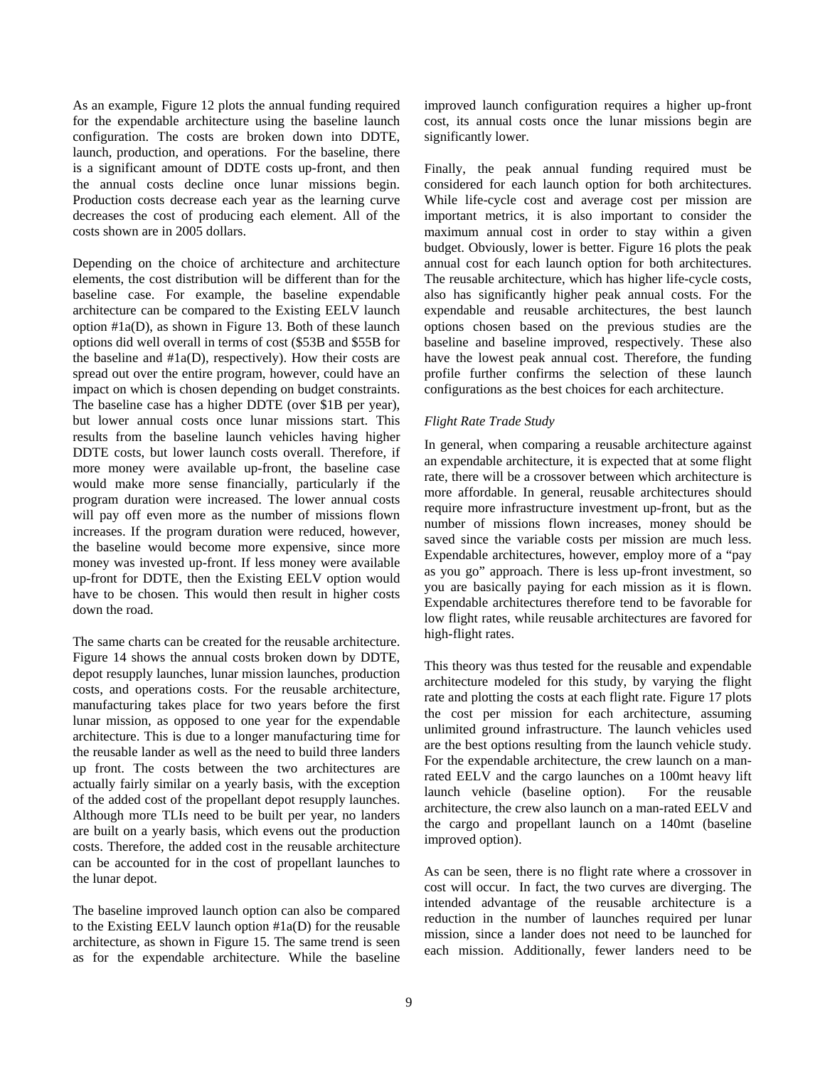As an example, Figure 12 plots the annual funding required for the expendable architecture using the baseline launch configuration. The costs are broken down into DDTE, launch, production, and operations. For the baseline, there is a significant amount of DDTE costs up-front, and then the annual costs decline once lunar missions begin. Production costs decrease each year as the learning curve decreases the cost of producing each element. All of the costs shown are in 2005 dollars.

Depending on the choice of architecture and architecture elements, the cost distribution will be different than for the baseline case. For example, the baseline expendable architecture can be compared to the Existing EELV launch option #1a(D), as shown in Figure 13. Both of these launch options did well overall in terms of cost ($53B and $55B for the baseline and #1a(D), respectively). How their costs are spread out over the entire program, however, could have an impact on which is chosen depending on budget constraints. The baseline case has a higher DDTE (over $1B per year), but lower annual costs once lunar missions start. This results from the baseline launch vehicles having higher DDTE costs, but lower launch costs overall. Therefore, if more money were available up-front, the baseline case would make more sense financially, particularly if the program duration were increased. The lower annual costs will pay off even more as the number of missions flown increases. If the program duration were reduced, however, the baseline would become more expensive, since more money was invested up-front. If less money were available up-front for DDTE, then the Existing EELV option would have to be chosen. This would then result in higher costs down the road.

The same charts can be created for the reusable architecture. Figure 14 shows the annual costs broken down by DDTE, depot resupply launches, lunar mission launches, production costs, and operations costs. For the reusable architecture, manufacturing takes place for two years before the first lunar mission, as opposed to one year for the expendable architecture. This is due to a longer manufacturing time for the reusable lander as well as the need to build three landers up front. The costs between the two architectures are actually fairly similar on a yearly basis, with the exception of the added cost of the propellant depot resupply launches. Although more TLIs need to be built per year, no landers are built on a yearly basis, which evens out the production costs. Therefore, the added cost in the reusable architecture can be accounted for in the cost of propellant launches to the lunar depot.

The baseline improved launch option can also be compared to the Existing EELV launch option #1a(D) for the reusable architecture, as shown in Figure 15. The same trend is seen as for the expendable architecture. While the baseline improved launch configuration requires a higher up-front cost, its annual costs once the lunar missions begin are significantly lower.

Finally, the peak annual funding required must be considered for each launch option for both architectures. While life-cycle cost and average cost per mission are important metrics, it is also important to consider the maximum annual cost in order to stay within a given budget. Obviously, lower is better. Figure 16 plots the peak annual cost for each launch option for both architectures. The reusable architecture, which has higher life-cycle costs, also has significantly higher peak annual costs. For the expendable and reusable architectures, the best launch options chosen based on the previous studies are the baseline and baseline improved, respectively. These also have the lowest peak annual cost. Therefore, the funding profile further confirms the selection of these launch configurations as the best choices for each architecture.

### *Flight Rate Trade Study*

In general, when comparing a reusable architecture against an expendable architecture, it is expected that at some flight rate, there will be a crossover between which architecture is more affordable. In general, reusable architectures should require more infrastructure investment up-front, but as the number of missions flown increases, money should be saved since the variable costs per mission are much less. Expendable architectures, however, employ more of a "pay as you go" approach. There is less up-front investment, so you are basically paying for each mission as it is flown. Expendable architectures therefore tend to be favorable for low flight rates, while reusable architectures are favored for high-flight rates.

This theory was thus tested for the reusable and expendable architecture modeled for this study, by varying the flight rate and plotting the costs at each flight rate. Figure 17 plots the cost per mission for each architecture, assuming unlimited ground infrastructure. The launch vehicles used are the best options resulting from the launch vehicle study. For the expendable architecture, the crew launch on a man-rated EELV and the cargo launches on a 100mt heavy lift launch vehicle (baseline option). For the reusable architecture, the crew also launch on a man-rated EELV and the cargo and propellant launch on a 140mt (baseline improved option).

As can be seen, there is no flight rate where a crossover in cost will occur. In fact, the two curves are diverging. The intended advantage of the reusable architecture is a reduction in the number of launches required per lunar mission, since a lander does not need to be launched for each mission. Additionally, fewer landers need to be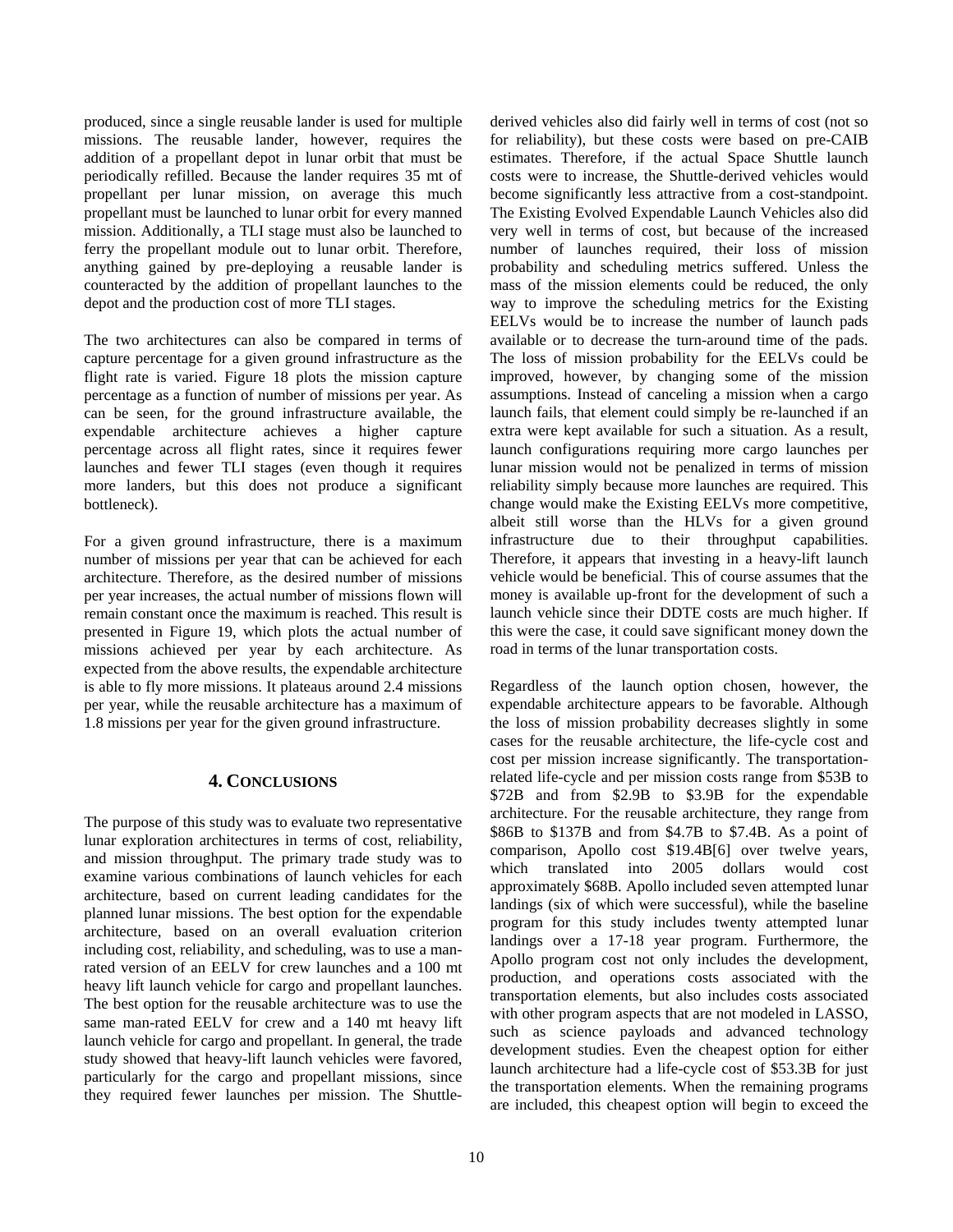produced, since a single reusable lander is used for multiple missions. The reusable lander, however, requires the addition of a propellant depot in lunar orbit that must be periodically refilled. Because the lander requires 35 mt of propellant per lunar mission, on average this much propellant must be launched to lunar orbit for every manned mission. Additionally, a TLI stage must also be launched to ferry the propellant module out to lunar orbit. Therefore, anything gained by pre-deploying a reusable lander is counteracted by the addition of propellant launches to the depot and the production cost of more TLI stages.

The two architectures can also be compared in terms of capture percentage for a given ground infrastructure as the flight rate is varied. Figure 18 plots the mission capture percentage as a function of number of missions per year. As can be seen, for the ground infrastructure available, the expendable architecture achieves a higher capture percentage across all flight rates, since it requires fewer launches and fewer TLI stages (even though it requires more landers, but this does not produce a significant bottleneck).

For a given ground infrastructure, there is a maximum number of missions per year that can be achieved for each architecture. Therefore, as the desired number of missions per year increases, the actual number of missions flown will remain constant once the maximum is reached. This result is presented in Figure 19, which plots the actual number of missions achieved per year by each architecture. As expected from the above results, the expendable architecture is able to fly more missions. It plateaus around 2.4 missions per year, while the reusable architecture has a maximum of 1.8 missions per year for the given ground infrastructure.

## 4. CONCLUSIONS

The purpose of this study was to evaluate two representative lunar exploration architectures in terms of cost, reliability, and mission throughput. The primary trade study was to examine various combinations of launch vehicles for each architecture, based on current leading candidates for the planned lunar missions. The best option for the expendable architecture, based on an overall evaluation criterion including cost, reliability, and scheduling, was to use a man-rated version of an EELV for crew launches and a 100 mt heavy lift launch vehicle for cargo and propellant launches. The best option for the reusable architecture was to use the same man-rated EELV for crew and a 140 mt heavy lift launch vehicle for cargo and propellant. In general, the trade study showed that heavy-lift launch vehicles were favored, particularly for the cargo and propellant missions, since they required fewer launches per mission. The Shuttle-derived vehicles also did fairly well in terms of cost (not so for reliability), but these costs were based on pre-CAIB estimates. Therefore, if the actual Space Shuttle launch costs were to increase, the Shuttle-derived vehicles would become significantly less attractive from a cost-standpoint. The Existing Evolved Expendable Launch Vehicles also did very well in terms of cost, but because of the increased number of launches required, their loss of mission probability and scheduling metrics suffered. Unless the mass of the mission elements could be reduced, the only way to improve the scheduling metrics for the Existing EELVs would be to increase the number of launch pads available or to decrease the turn-around time of the pads. The loss of mission probability for the EELVs could be improved, however, by changing some of the mission assumptions. Instead of canceling a mission when a cargo launch fails, that element could simply be re-launched if an extra were kept available for such a situation. As a result, launch configurations requiring more cargo launches per lunar mission would not be penalized in terms of mission reliability simply because more launches are required. This change would make the Existing EELVs more competitive, albeit still worse than the HLVs for a given ground infrastructure due to their throughput capabilities. Therefore, it appears that investing in a heavy-lift launch vehicle would be beneficial. This of course assumes that the money is available up-front for the development of such a launch vehicle since their DDTE costs are much higher. If this were the case, it could save significant money down the road in terms of the lunar transportation costs.

Regardless of the launch option chosen, however, the expendable architecture appears to be favorable. Although the loss of mission probability decreases slightly in some cases for the reusable architecture, the life-cycle cost and cost per mission increase significantly. The transportation-related life-cycle and per mission costs range from \$53B to \$72B and from \$2.9B to \$3.9B for the expendable architecture. For the reusable architecture, they range from \$86B to \$137B and from \$4.7B to \$7.4B. As a point of comparison, Apollo cost \$19.4B[6] over twelve years, which translated into 2005 dollars would cost approximately \$68B. Apollo included seven attempted lunar landings (six of which were successful), while the baseline program for this study includes twenty attempted lunar landings over a 17-18 year program. Furthermore, the Apollo program cost not only includes the development, production, and operations costs associated with the transportation elements, but also includes costs associated with other program aspects that are not modeled in LASSO, such as science payloads and advanced technology development studies. Even the cheapest option for either launch architecture had a life-cycle cost of \$53.3B for just the transportation elements. When the remaining programs are included, this cheapest option will begin to exceed the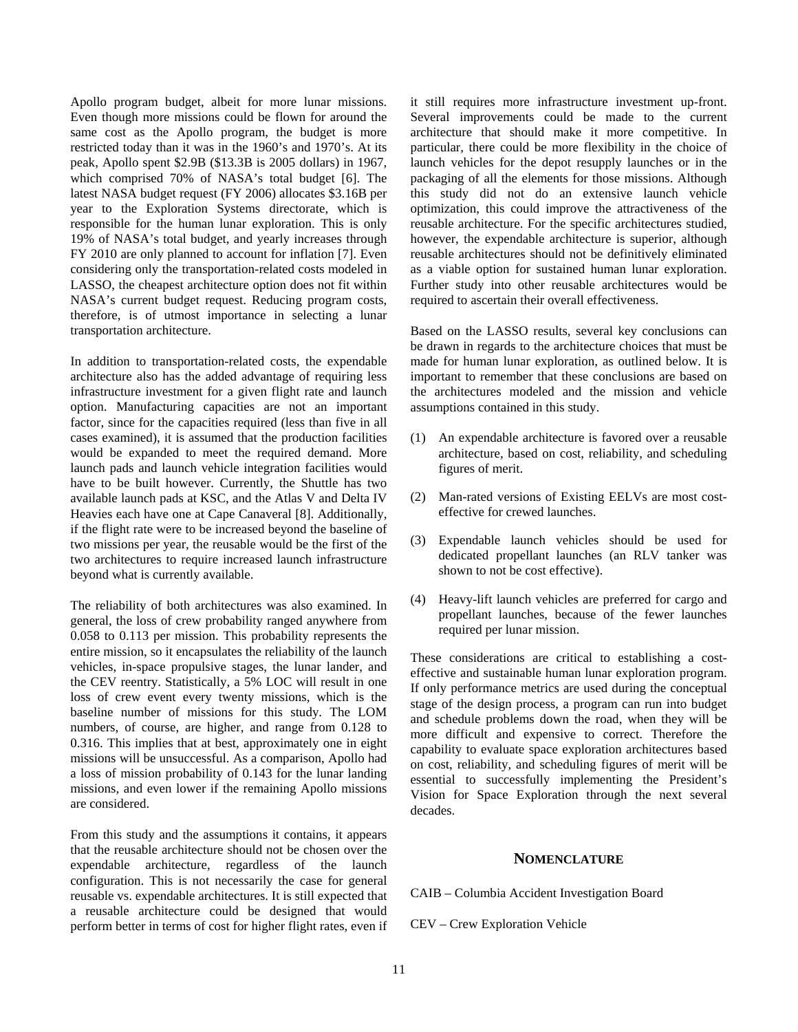Apollo program budget, albeit for more lunar missions. Even though more missions could be flown for around the same cost as the Apollo program, the budget is more restricted today than it was in the 1960's and 1970's. At its peak, Apollo spent $2.9B ($13.3B is 2005 dollars) in 1967, which comprised 70% of NASA's total budget [6]. The latest NASA budget request (FY 2006) allocates $3.16B per year to the Exploration Systems directorate, which is responsible for the human lunar exploration. This is only 19% of NASA's total budget, and yearly increases through FY 2010 are only planned to account for inflation [7]. Even considering only the transportation-related costs modeled in LASSO, the cheapest architecture option does not fit within NASA's current budget request. Reducing program costs, therefore, is of utmost importance in selecting a lunar transportation architecture.

In addition to transportation-related costs, the expendable architecture also has the added advantage of requiring less infrastructure investment for a given flight rate and launch option. Manufacturing capacities are not an important factor, since for the capacities required (less than five in all cases examined), it is assumed that the production facilities would be expanded to meet the required demand. More launch pads and launch vehicle integration facilities would have to be built however. Currently, the Shuttle has two available launch pads at KSC, and the Atlas V and Delta IV Heavies each have one at Cape Canaveral [8]. Additionally, if the flight rate were to be increased beyond the baseline of two missions per year, the reusable would be the first of the two architectures to require increased launch infrastructure beyond what is currently available.

The reliability of both architectures was also examined. In general, the loss of crew probability ranged anywhere from 0.058 to 0.113 per mission. This probability represents the entire mission, so it encapsulates the reliability of the launch vehicles, in-space propulsive stages, the lunar lander, and the CEV reentry. Statistically, a 5% LOC will result in one loss of crew event every twenty missions, which is the baseline number of missions for this study. The LOM numbers, of course, are higher, and range from 0.128 to 0.316. This implies that at best, approximately one in eight missions will be unsuccessful. As a comparison, Apollo had a loss of mission probability of 0.143 for the lunar landing missions, and even lower if the remaining Apollo missions are considered.

From this study and the assumptions it contains, it appears that the reusable architecture should not be chosen over the expendable architecture, regardless of the launch configuration. This is not necessarily the case for general reusable vs. expendable architectures. It is still expected that a reusable architecture could be designed that would perform better in terms of cost for higher flight rates, even if it still requires more infrastructure investment up-front. Several improvements could be made to the current architecture that should make it more competitive. In particular, there could be more flexibility in the choice of launch vehicles for the depot resupply launches or in the packaging of all the elements for those missions. Although this study did not do an extensive launch vehicle optimization, this could improve the attractiveness of the reusable architecture. For the specific architectures studied, however, the expendable architecture is superior, although reusable architectures should not be definitively eliminated as a viable option for sustained human lunar exploration. Further study into other reusable architectures would be required to ascertain their overall effectiveness.

Based on the LASSO results, several key conclusions can be drawn in regards to the architecture choices that must be made for human lunar exploration, as outlined below. It is important to remember that these conclusions are based on the architectures modeled and the mission and vehicle assumptions contained in this study.

(1) An expendable architecture is favored over a reusable architecture, based on cost, reliability, and scheduling figures of merit.

(2) Man-rated versions of Existing EELVs are most cost-effective for crewed launches.

(3) Expendable launch vehicles should be used for dedicated propellant launches (an RLV tanker was shown to not be cost effective).

(4) Heavy-lift launch vehicles are preferred for cargo and propellant launches, because of the fewer launches required per lunar mission.

These considerations are critical to establishing a cost-effective and sustainable human lunar exploration program. If only performance metrics are used during the conceptual stage of the design process, a program can run into budget and schedule problems down the road, when they will be more difficult and expensive to correct. Therefore the capability to evaluate space exploration architectures based on cost, reliability, and scheduling figures of merit will be essential to successfully implementing the President's Vision for Space Exploration through the next several decades.

## NOMENCLATURE

CAIB – Columbia Accident Investigation Board

CEV – Crew Exploration Vehicle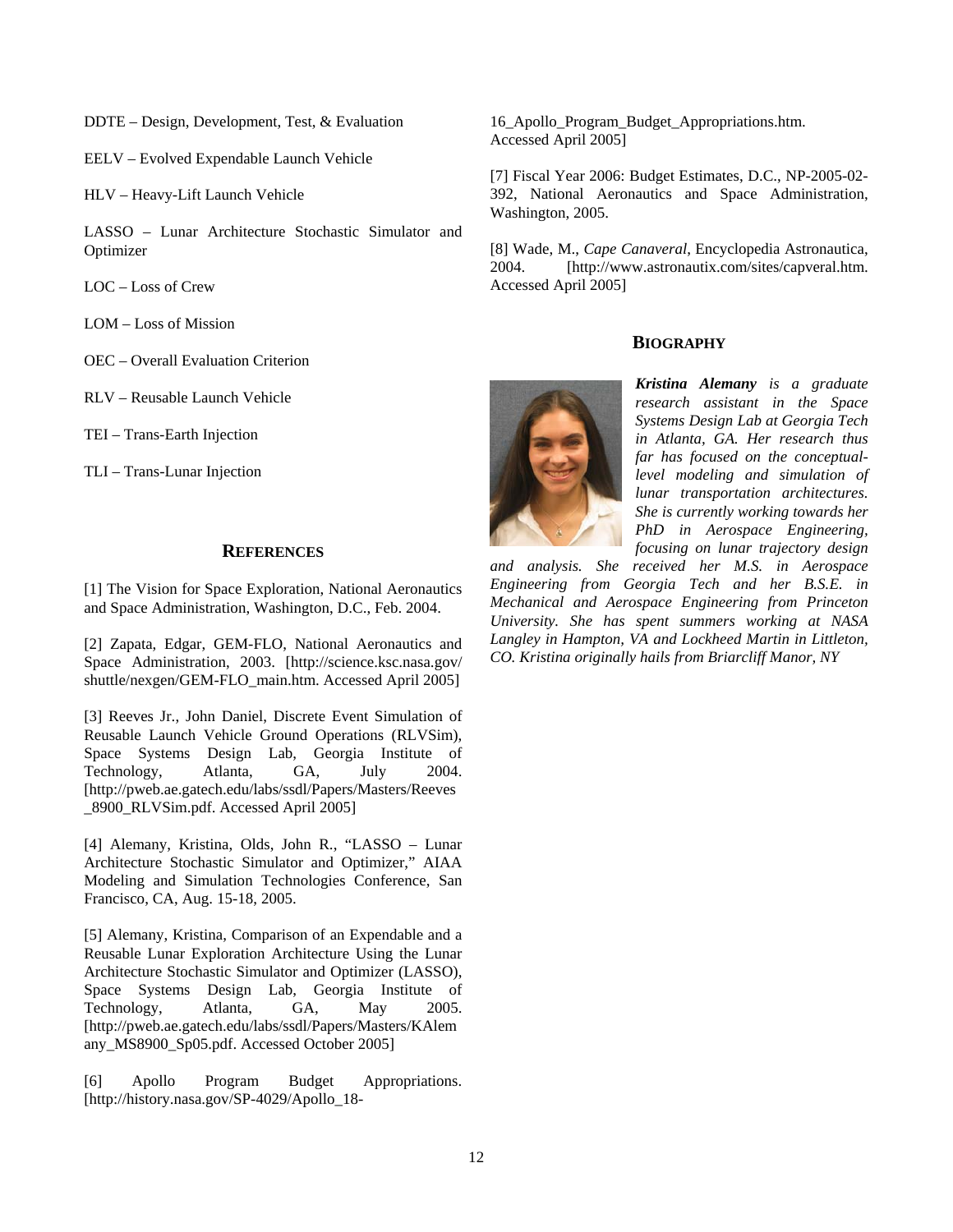DDTE – Design, Development, Test, & Evaluation

EELV – Evolved Expendable Launch Vehicle

HLV – Heavy-Lift Launch Vehicle

LASSO – Lunar Architecture Stochastic Simulator and Optimizer

LOC – Loss of Crew

LOM – Loss of Mission

OEC – Overall Evaluation Criterion

RLV – Reusable Launch Vehicle

TEI – Trans-Earth Injection

TLI – Trans-Lunar Injection

## REFERENCES

[1] The Vision for Space Exploration, National Aeronautics and Space Administration, Washington, D.C., Feb. 2004.

[2] Zapata, Edgar, GEM-FLO, National Aeronautics and Space Administration, 2003. [http://science.ksc.nasa.gov/shuttle/nexgen/GEM-FLO_main.htm. Accessed April 2005]

[3] Reeves Jr., John Daniel, Discrete Event Simulation of Reusable Launch Vehicle Ground Operations (RLVSim), Space Systems Design Lab, Georgia Institute of Technology, Atlanta, GA, July 2004. [http://pweb.ae.gatech.edu/labs/ssdl/Papers/Masters/Reeves_8900_RLVSim.pdf. Accessed April 2005]

[4] Alemany, Kristina, Olds, John R., "LASSO – Lunar Architecture Stochastic Simulator and Optimizer," AIAA Modeling and Simulation Technologies Conference, San Francisco, CA, Aug. 15-18, 2005.

[5] Alemany, Kristina, Comparison of an Expendable and a Reusable Lunar Exploration Architecture Using the Lunar Architecture Stochastic Simulator and Optimizer (LASSO), Space Systems Design Lab, Georgia Institute of Technology, Atlanta, GA, May 2005. [http://pweb.ae.gatech.edu/labs/ssdl/Papers/Masters/KAlemany_MS8900_Sp05.pdf. Accessed October 2005]

[6] Apollo Program Budget Appropriations. [http://history.nasa.gov/SP-4029/Apollo_18-16_Apollo_Program_Budget_Appropriations.htm. Accessed April 2005]

[7] Fiscal Year 2006: Budget Estimates, D.C., NP-2005-02-392, National Aeronautics and Space Administration, Washington, 2005.

[8] Wade, M., *Cape Canaveral*, Encyclopedia Astronautica, 2004. [http://www.astronautix.com/sites/capveral.htm. Accessed April 2005]

## BIOGRAPHY

***Kristina Alemany*** *is a graduate research assistant in the Space Systems Design Lab at Georgia Tech in Atlanta, GA. Her research thus far has focused on the conceptual-level modeling and simulation of lunar transportation architectures. She is currently working towards her PhD in Aerospace Engineering, focusing on lunar trajectory design and analysis. She received her M.S. in Aerospace Engineering from Georgia Tech and her B.S.E. in Mechanical and Aerospace Engineering from Princeton University. She has spent summers working at NASA Langley in Hampton, VA and Lockheed Martin in Littleton, CO. Kristina originally hails from Briarcliff Manor, NY*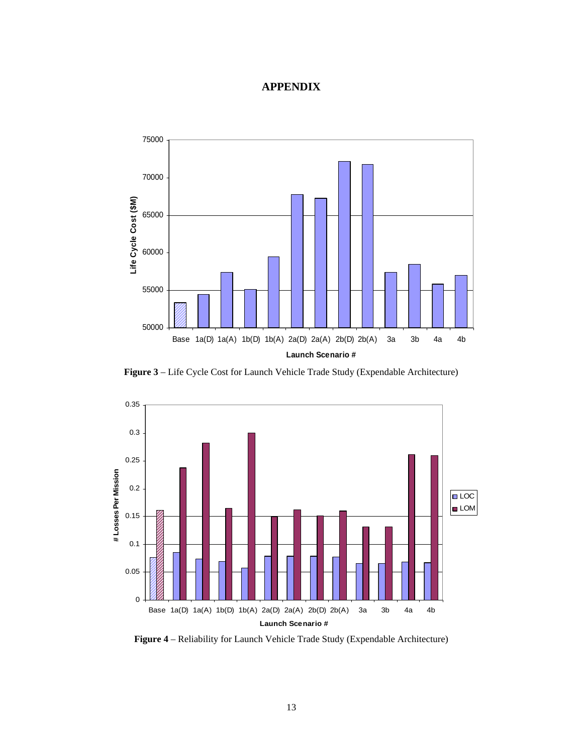# APPENDIX

**Figure 3** – Life Cycle Cost for Launch Vehicle Trade Study (Expendable Architecture)

**Figure 4** – Reliability for Launch Vehicle Trade Study (Expendable Architecture)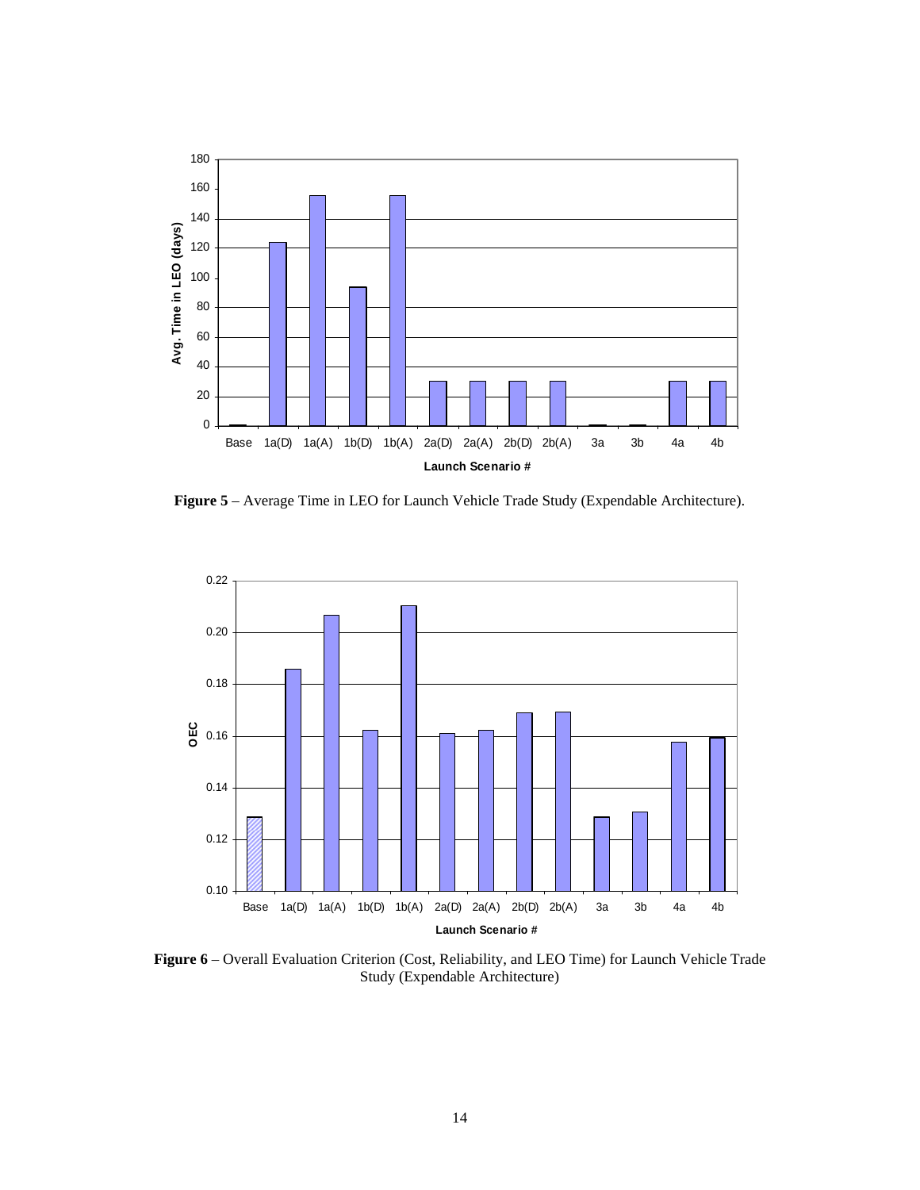**Figure 5** – Average Time in LEO for Launch Vehicle Trade Study (Expendable Architecture).

**Figure 6** – Overall Evaluation Criterion (Cost, Reliability, and LEO Time) for Launch Vehicle Trade Study (Expendable Architecture)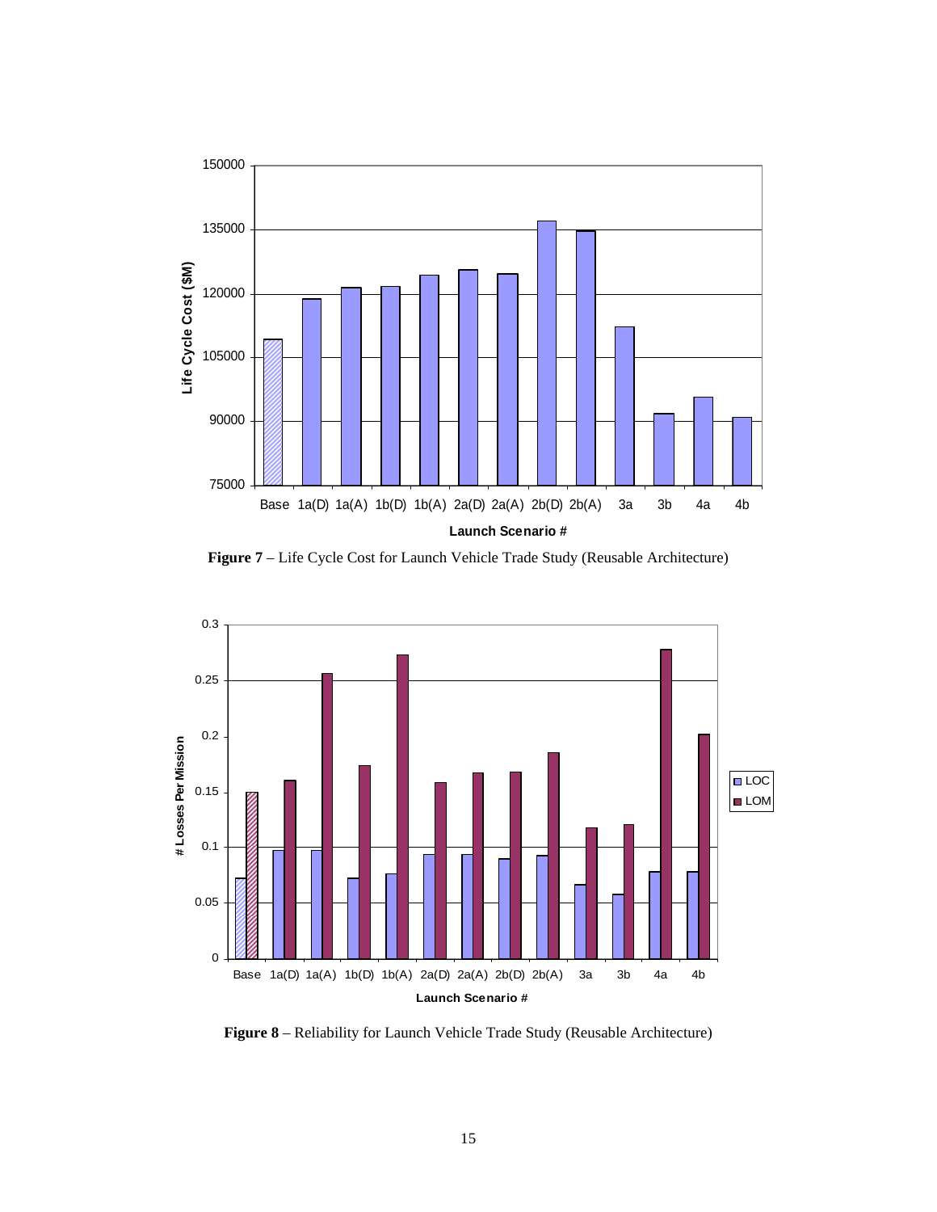**Figure 7** – Life Cycle Cost for Launch Vehicle Trade Study (Reusable Architecture)

**Figure 8** – Reliability for Launch Vehicle Trade Study (Reusable Architecture)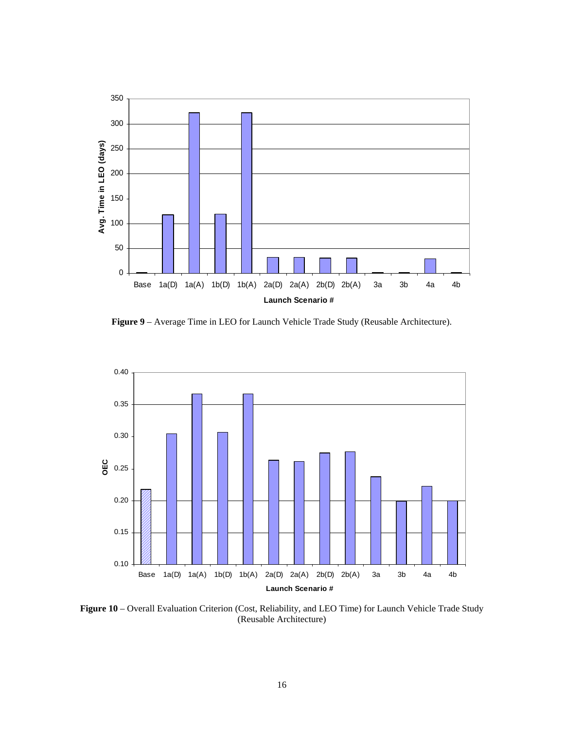Figure 9 – Average Time in LEO for Launch Vehicle Trade Study (Reusable Architecture).

Figure 10 – Overall Evaluation Criterion (Cost, Reliability, and LEO Time) for Launch Vehicle Trade Study (Reusable Architecture)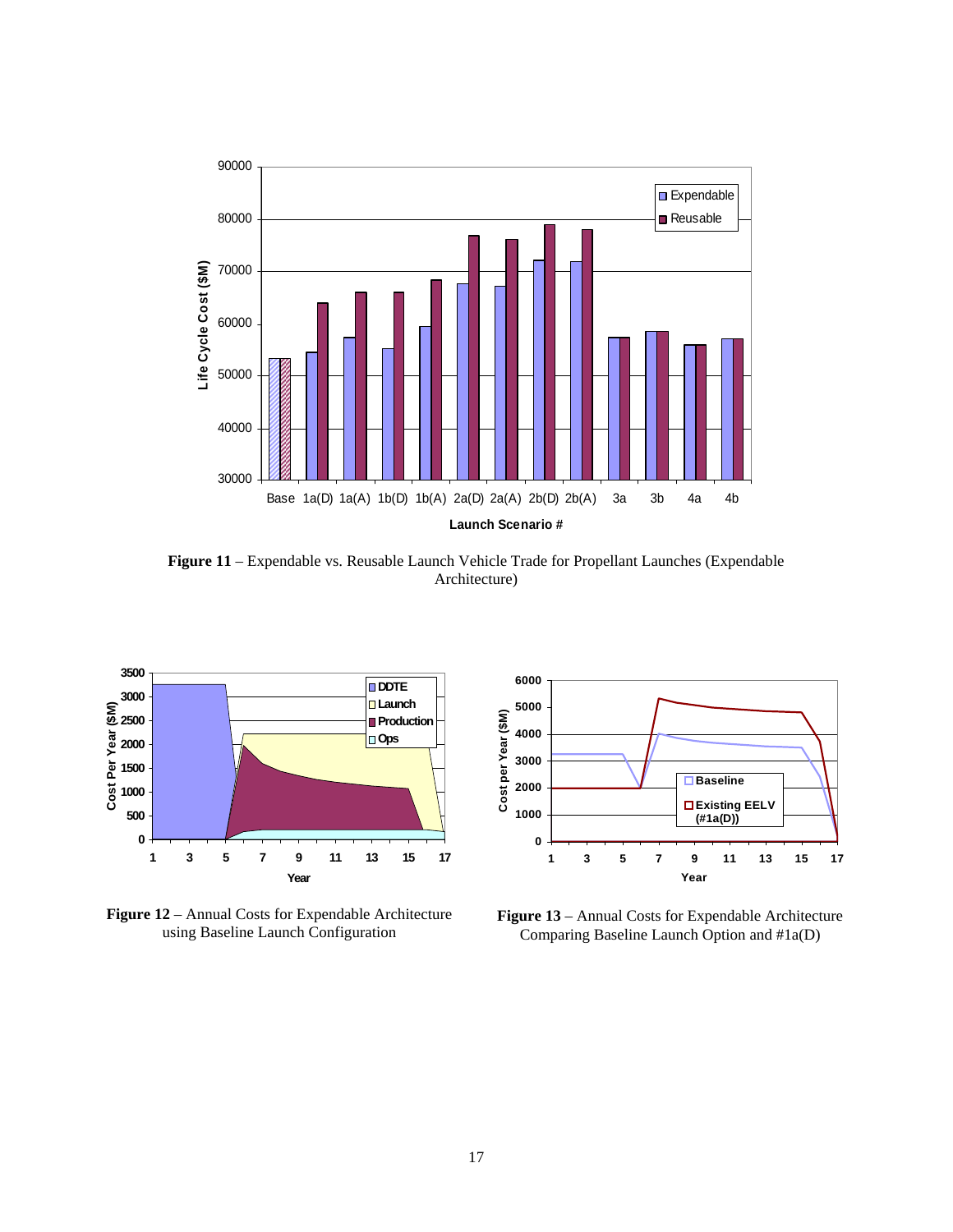**Figure 11** – Expendable vs. Reusable Launch Vehicle Trade for Propellant Launches (Expendable Architecture)

**Figure 12** – Annual Costs for Expendable Architecture using Baseline Launch Configuration

**Figure 13** – Annual Costs for Expendable Architecture Comparing Baseline Launch Option and #1a(D)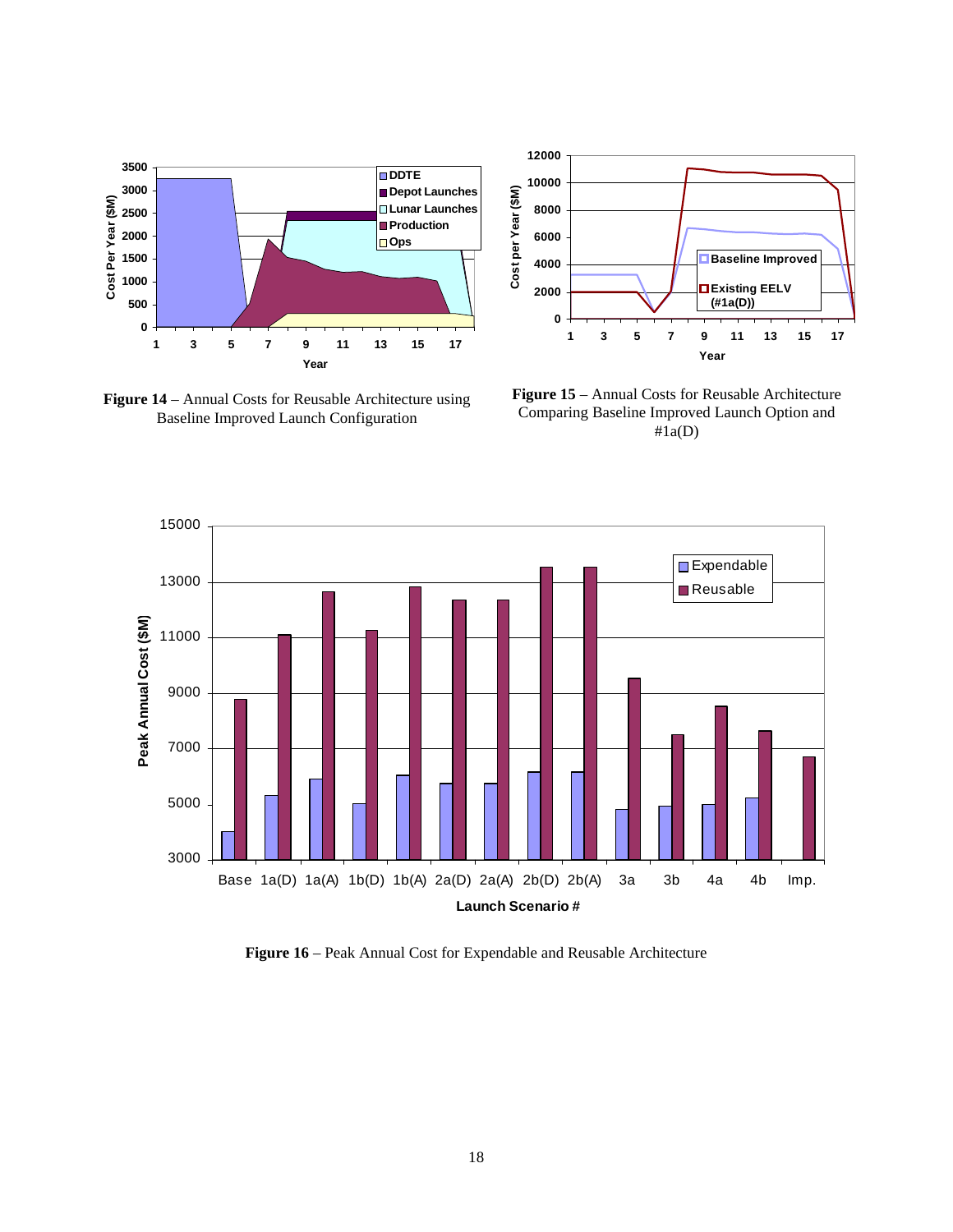**Figure 14** – Annual Costs for Reusable Architecture using Baseline Improved Launch Configuration

**Figure 15** – Annual Costs for Reusable Architecture Comparing Baseline Improved Launch Option and #1a(D)

**Figure 16** – Peak Annual Cost for Expendable and Reusable Architecture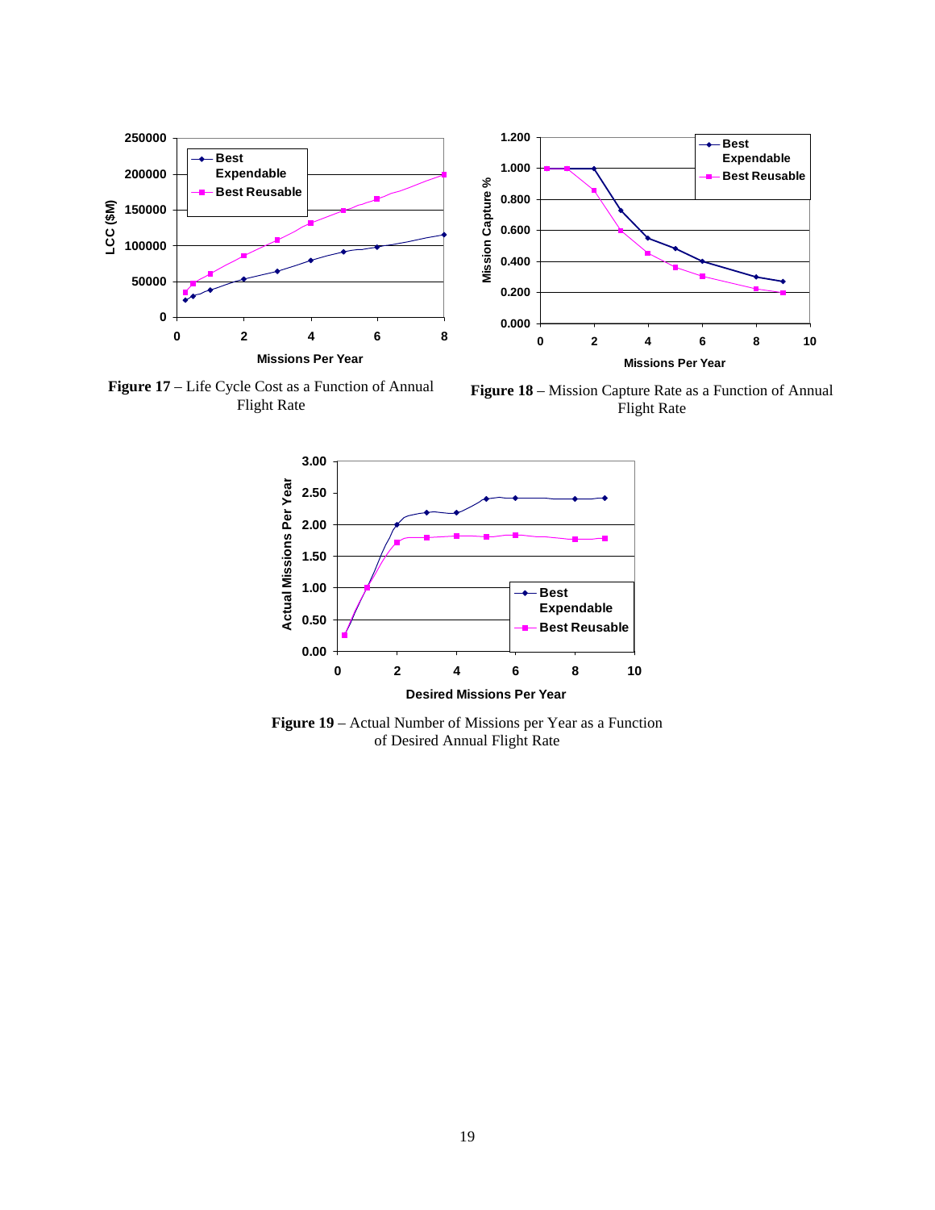250000
200000
150000
100000
50000
0
LCC ($M)
0
2
4
6
8
Missions Per Year
Best Expendable
Best Reusable

**Figure 17** – Life Cycle Cost as a Function of Annual Flight Rate

1.200
1.000
0.800
0.600
0.400
0.200
0.000
Mission Capture %
0
2
4
6
8
10
Missions Per Year
Best Expendable
Best Reusable

**Figure 18** – Mission Capture Rate as a Function of Annual Flight Rate

3.00
2.50
2.00
1.50
1.00
0.50
0.00
Actual Missions Per Year
0
2
4
6
8
10
Desired Missions Per Year
Best Expendable
Best Reusable

**Figure 19** – Actual Number of Missions per Year as a Function of Desired Annual Flight Rate